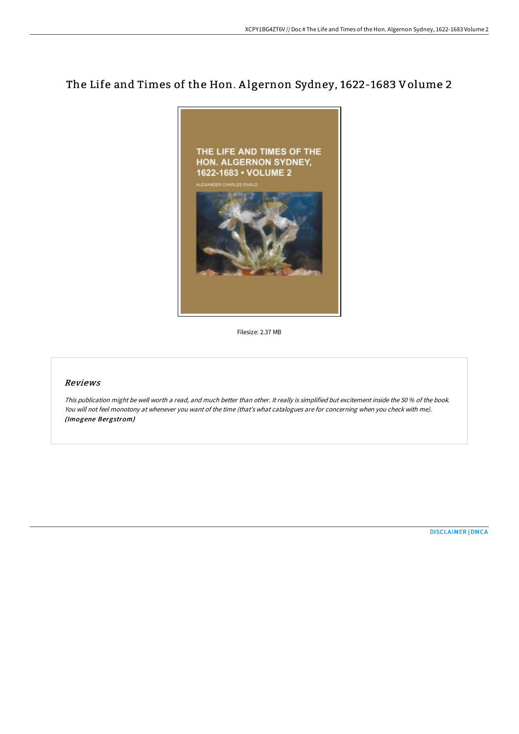# The Life and Times of the Hon. Algernon Sydney, 1622-1683 Volume 2

Filesize: 2.37 MB

## *Reviews*

*This publication might be well worth a read, and much better than other. It really is simplified but excitement inside the 50 % of the book. You will not feel monotony at whenever you want of the time (that's what catalogues are for concerning when you check with me).* ***(Imogene Bergstrom)***

DISCLAIMER | DMCA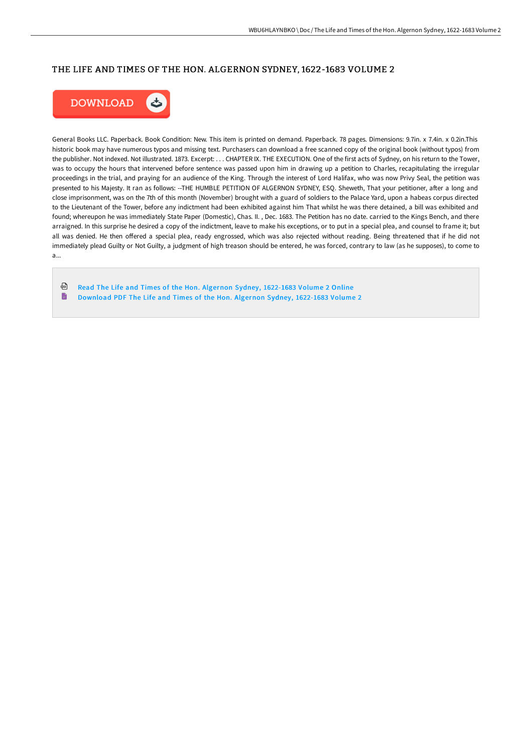# THE LIFE AND TIMES OF THE HON. ALGERNON SYDNEY, 1622-1683 VOLUME 2

DOWNLOAD

General Books LLC. Paperback. Book Condition: New. This item is printed on demand. Paperback. 78 pages. Dimensions: 9.7in. x 7.4in. x 0.2in.This historic book may have numerous typos and missing text. Purchasers can download a free scanned copy of the original book (without typos) from the publisher. Not indexed. Not illustrated. 1873. Excerpt: . . . CHAPTER IX. THE EXECUTION. One of the first acts of Sydney, on his return to the Tower, was to occupy the hours that intervened before sentence was passed upon him in drawing up a petition to Charles, recapitulating the irregular proceedings in the trial, and praying for an audience of the King. Through the interest of Lord Halifax, who was now Privy Seal, the petition was presented to his Majesty. It ran as follows: --THE HUMBLE PETITION OF ALGERNON SYDNEY, ESQ. Sheweth, That your petitioner, after a long and close imprisonment, was on the 7th of this month (November) brought with a guard of soldiers to the Palace Yard, upon a habeas corpus directed to the Lieutenant of the Tower, before any indictment had been exhibited against him That whilst he was there detained, a bill was exhibited and found; whereupon he was immediately State Paper (Domestic), Chas. II. , Dec. 1683. The Petition has no date. carried to the Kings Bench, and there arraigned. In this surprise he desired a copy of the indictment, leave to make his exceptions, or to put in a special plea, and counsel to frame it; but all was denied. He then offered a special plea, ready engrossed, which was also rejected without reading. Being threatened that if he did not immediately plead Guilty or Not Guilty, a judgment of high treason should be entered, he was forced, contrary to law (as he supposes), to come to a...

- Read The Life and Times of the Hon. Algernon Sydney, 1622-1683 Volume 2 Online
- Download PDF The Life and Times of the Hon. Algernon Sydney, 1622-1683 Volume 2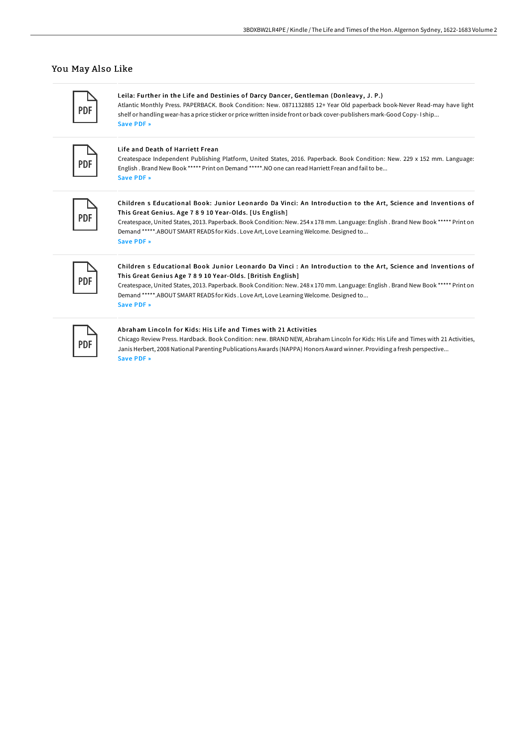## You May Also Like

**Leila: Further in the Life and Destinies of Darcy Dancer, Gentleman (Donleavy, J. P.)**

Atlantic Monthly Press. PAPERBACK. Book Condition: New. 0871132885 12+ Year Old paperback book-Never Read-may have light shelf or handling wear-has a price sticker or price written inside front or back cover-publishers mark-Good Copy- I ship...

Save PDF »

**Life and Death of Harriett Frean**

Createspace Independent Publishing Platform, United States, 2016. Paperback. Book Condition: New. 229 x 152 mm. Language: English . Brand New Book ***** Print on Demand *****.NO one can read Harriett Frean and fail to be...

Save PDF »

**Children s Educational Book: Junior Leonardo Da Vinci: An Introduction to the Art, Science and Inventions of This Great Genius. Age 7 8 9 10 Year-Olds. [Us English]**

Createspace, United States, 2013. Paperback. Book Condition: New. 254 x 178 mm. Language: English . Brand New Book ***** Print on Demand *****.ABOUT SMART READS for Kids . Love Art, Love Learning Welcome. Designed to...

Save PDF »

**Children s Educational Book Junior Leonardo Da Vinci : An Introduction to the Art, Science and Inventions of This Great Genius Age 7 8 9 10 Year-Olds. [British English]**

Createspace, United States, 2013. Paperback. Book Condition: New. 248 x 170 mm. Language: English . Brand New Book ***** Print on Demand *****.ABOUT SMART READS for Kids . Love Art, Love Learning Welcome. Designed to...

Save PDF »

**Abraham Lincoln for Kids: His Life and Times with 21 Activities**

Chicago Review Press. Hardback. Book Condition: new. BRAND NEW, Abraham Lincoln for Kids: His Life and Times with 21 Activities, Janis Herbert, 2008 National Parenting Publications Awards (NAPPA) Honors Award winner. Providing a fresh perspective...

Save PDF »